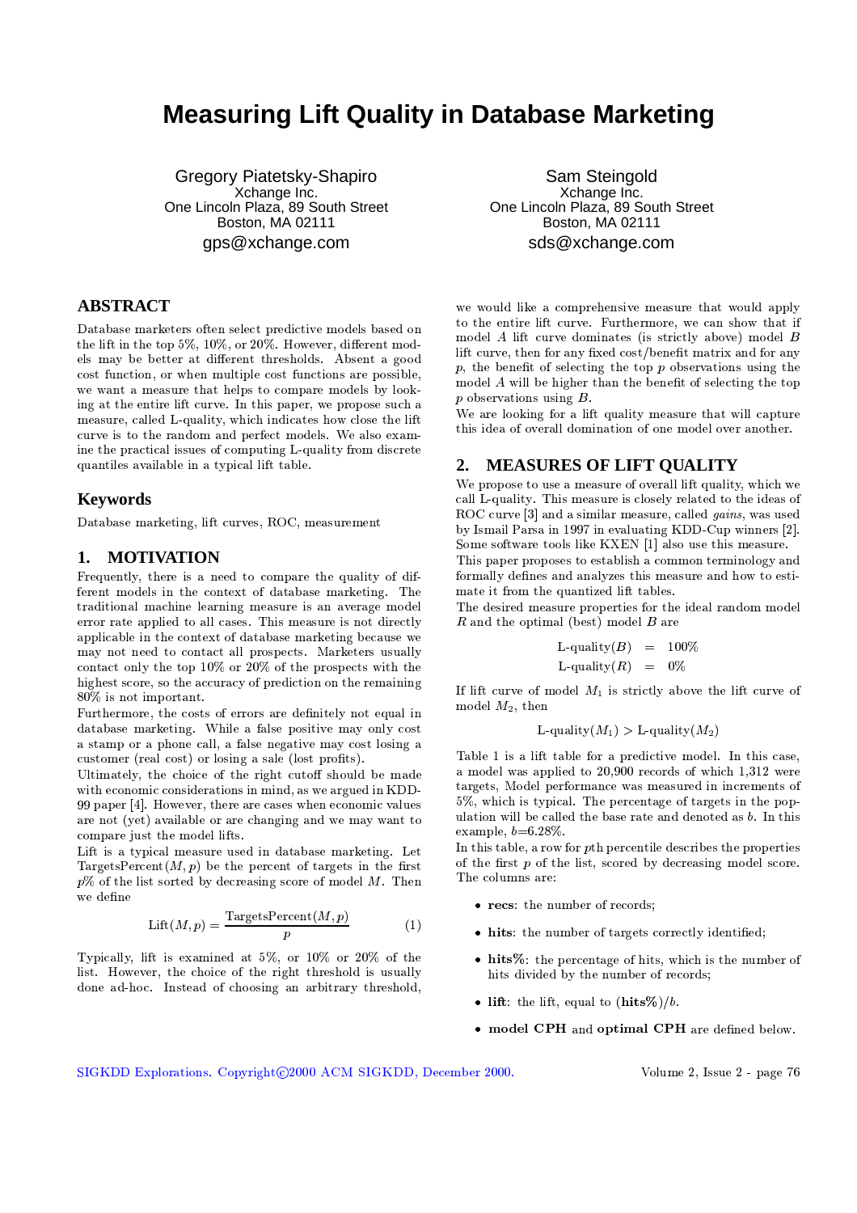# Measuring Lift Quality in Database Marketing

Gregory Piatetsky-Shapiro
Xchange Inc.
One Lincoln Plaza, 89 South Street
Boston, MA 02111
gps@xchange.com

Sam Steingold
Xchange Inc.
One Lincoln Plaza, 89 South Street
Boston, MA 02111
sds@xchange.com

## ABSTRACT

Database marketers often select predictive models based on the lift in the top 5%, 10%, or 20%. However, different models may be better at different thresholds. Absent a good cost function, or when multiple cost functions are possible, we want a measure that helps to compare models by looking at the entire lift curve. In this paper, we propose such a measure, called L-quality, which indicates how close the lift curve is to the random and perfect models. We also examine the practical issues of computing L-quality from discrete quantiles available in a typical lift table.

## Keywords

Database marketing, lift curves, ROC, measurement

## 1. MOTIVATION

Frequently, there is a need to compare the quality of different models in the context of database marketing. The traditional machine learning measure is an average model error rate applied to all cases. This measure is not directly applicable in the context of database marketing because we may not need to contact all prospects. Marketers usually contact only the top 10% or 20% of the prospects with the highest score, so the accuracy of prediction on the remaining 80% is not important.

Furthermore, the costs of errors are definitely not equal in database marketing. While a false positive may only cost a stamp or a phone call, a false negative may cost losing a customer (real cost) or losing a sale (lost profits).

Ultimately, the choice of the right cutoff should be made with economic considerations in mind, as we argued in KDD-99 paper [4]. However, there are cases when economic values are not (yet) available or are changing and we may want to compare just the model lifts.

Lift is a typical measure used in database marketing. Let $\text{TargetsPercent}(M, p)$ be the percent of targets in the first $p$% of the list sorted by decreasing score of model $M$. Then we define

$$\text{Lift}(M, p) = \frac{\text{TargetsPercent}(M, p)}{p} \tag{1}$$

Typically, lift is examined at 5%, or 10% or 20% of the list. However, the choice of the right threshold is usually done ad-hoc. Instead of choosing an arbitrary threshold, we would like a comprehensive measure that would apply to the entire lift curve. Furthermore, we can show that if model $A$ lift curve dominates (is strictly above) model $B$ lift curve, then for any fixed cost/benefit matrix and for any $p$, the benefit of selecting the top $p$ observations using the model $A$ will be higher than the benefit of selecting the top $p$ observations using $B$.

We are looking for a lift quality measure that will capture this idea of overall domination of one model over another.

## 2. MEASURES OF LIFT QUALITY

We propose to use a measure of overall lift quality, which we call L-quality. This measure is closely related to the ideas of ROC curve [3] and a similar measure, called *gains*, was used by Ismail Parsa in 1997 in evaluating KDD-Cup winners [2]. Some software tools like KXEN [1] also use this measure.

This paper proposes to establish a common terminology and formally defines and analyzes this measure and how to estimate it from the quantized lift tables.

The desired measure properties for the ideal random model $R$ and the optimal (best) model $B$ are

$$\begin{aligned} \text{L-quality}(B) &= 100\% \\ \text{L-quality}(R) &= 0\% \end{aligned}$$

If lift curve of model $M_1$ is strictly above the lift curve of model $M_2$, then

$$\text{L-quality}(M_1) > \text{L-quality}(M_2)$$

Table 1 is a lift table for a predictive model. In this case, a model was applied to 20,900 records of which 1,312 were targets, Model performance was measured in increments of 5%, which is typical. The percentage of targets in the population will be called the base rate and denoted as $b$. In this example, $b$=6.28%.

In this table, a row for $p$th percentile describes the properties of the first $p$ of the list, scored by decreasing model score. The columns are:

- **recs**: the number of records;
- **hits**: the number of targets correctly identified;
- **hits%**: the percentage of hits, which is the number of hits divided by the number of records;
- **lift**: the lift, equal to $(\textbf{hits\%})/b$.
- **model CPH** and **optimal CPH** are defined below.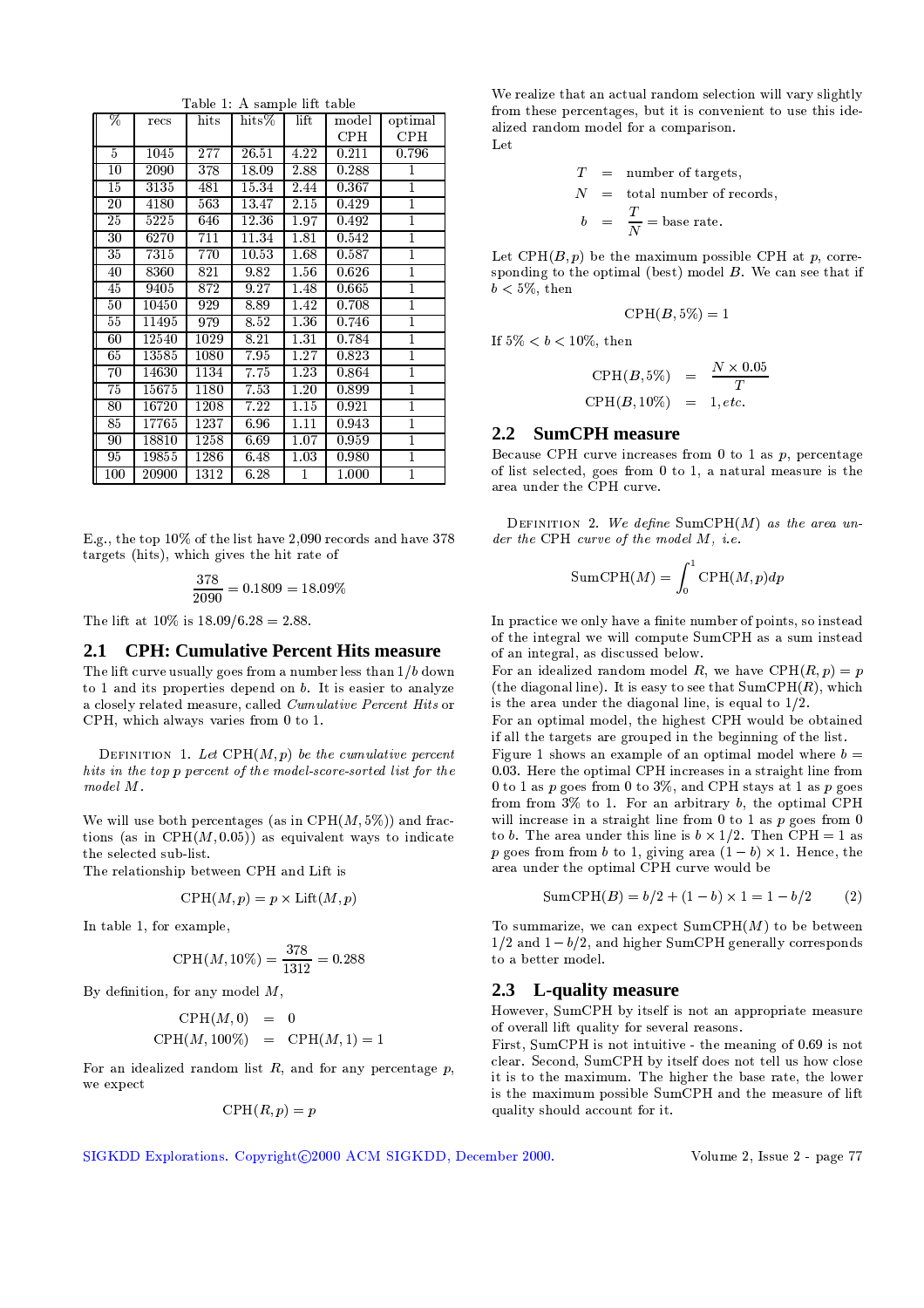Table 1: A sample lift table

| % | recs | hits | hits% | lift | model CPH | optimal CPH |
|---|---|---|---|---|---|---|
| 5 | 1045 | 277 | 26.51 | 4.22 | 0.211 | 0.796 |
| 10 | 2090 | 378 | 18.09 | 2.88 | 0.288 | 1 |
| 15 | 3135 | 481 | 15.34 | 2.44 | 0.367 | 1 |
| 20 | 4180 | 563 | 13.47 | 2.15 | 0.429 | 1 |
| 25 | 5225 | 646 | 12.36 | 1.97 | 0.492 | 1 |
| 30 | 6270 | 711 | 11.34 | 1.81 | 0.542 | 1 |
| 35 | 7315 | 770 | 10.53 | 1.68 | 0.587 | 1 |
| 40 | 8360 | 821 | 9.82 | 1.56 | 0.626 | 1 |
| 45 | 9405 | 872 | 9.27 | 1.48 | 0.665 | 1 |
| 50 | 10450 | 929 | 8.89 | 1.42 | 0.708 | 1 |
| 55 | 11495 | 979 | 8.52 | 1.36 | 0.746 | 1 |
| 60 | 12540 | 1029 | 8.21 | 1.31 | 0.784 | 1 |
| 65 | 13585 | 1080 | 7.95 | 1.27 | 0.823 | 1 |
| 70 | 14630 | 1134 | 7.75 | 1.23 | 0.864 | 1 |
| 75 | 15675 | 1180 | 7.53 | 1.20 | 0.899 | 1 |
| 80 | 16720 | 1208 | 7.22 | 1.15 | 0.921 | 1 |
| 85 | 17765 | 1237 | 6.96 | 1.11 | 0.943 | 1 |
| 90 | 18810 | 1258 | 6.69 | 1.07 | 0.959 | 1 |
| 95 | 19855 | 1286 | 6.48 | 1.03 | 0.980 | 1 |
| 100 | 20900 | 1312 | 6.28 | 1 | 1.000 | 1 |

E.g., the top 10% of the list have 2,090 records and have 378 targets (hits), which gives the hit rate of

$$\frac{378}{2090} = 0.1809 = 18.09\%$$

The lift at 10% is $18.09/6.28 = 2.88$.

## 2.1 CPH: Cumulative Percent Hits measure

The lift curve usually goes from a number less than $1/b$ down to 1 and its properties depend on $b$. It is easier to analyze a closely related measure, called *Cumulative Percent Hits* or CPH, which always varies from 0 to 1.

DEFINITION 1. *Let* $\text{CPH}(M,p)$ *be the cumulative percent hits in the top* $p$ *percent of the model-score-sorted list for the model* $M$.

We will use both percentages (as in $\text{CPH}(M, 5\%)$) and fractions (as in $\text{CPH}(M, 0.05)$) as equivalent ways to indicate the selected sub-list.

The relationship between CPH and Lift is

$$\text{CPH}(M,p) = p \times \text{Lift}(M,p)$$

In table 1, for example,

$$\text{CPH}(M, 10\%) = \frac{378}{1312} = 0.288$$

By definition, for any model $M$,

$$\begin{aligned} \text{CPH}(M, 0) &= 0 \\ \text{CPH}(M, 100\%) &= \text{CPH}(M, 1) = 1 \end{aligned}$$

For an idealized random list $R$, and for any percentage $p$, we expect

$$\text{CPH}(R,p) = p$$

We realize that an actual random selection will vary slightly from these percentages, but it is convenient to use this idealized random model for a comparison.

Let

$$\begin{aligned} T &= \text{number of targets}, \\ N &= \text{total number of records}, \\ b &= \frac{T}{N} = \text{base rate}. \end{aligned}$$

Let $\text{CPH}(B,p)$ be the maximum possible CPH at $p$, corresponding to the optimal (best) model $B$. We can see that if $b < 5\%$, then

$$\text{CPH}(B, 5\%) = 1$$

If $5\% < b < 10\%$, then

$$\begin{aligned} \text{CPH}(B, 5\%) &= \frac{N \times 0.05}{T} \\ \text{CPH}(B, 10\%) &= 1, etc. \end{aligned}$$

## 2.2 SumCPH measure

Because CPH curve increases from 0 to 1 as $p$, percentage of list selected, goes from 0 to 1, a natural measure is the area under the CPH curve.

DEFINITION 2. *We define* $\text{SumCPH}(M)$ *as the area under the* CPH *curve of the model* $M$, *i.e.*

$$\text{SumCPH}(M) = \int_0^1 \text{CPH}(M,p)dp$$

In practice we only have a finite number of points, so instead of the integral we will compute SumCPH as a sum instead of an integral, as discussed below.

For an idealized random model $R$, we have $\text{CPH}(R,p) = p$ (the diagonal line). It is easy to see that $\text{SumCPH}(R)$, which is the area under the diagonal line, is equal to $1/2$.

For an optimal model, the highest CPH would be obtained if all the targets are grouped in the beginning of the list.

Figure 1 shows an example of an optimal model where $b = 0.03$. Here the optimal CPH increases in a straight line from 0 to 1 as $p$ goes from 0 to 3%, and CPH stays at 1 as $p$ goes from from 3% to 1. For an arbitrary $b$, the optimal CPH will increase in a straight line from 0 to 1 as $p$ goes from 0 to $b$. The area under this line is $b \times 1/2$. Then CPH = 1 as $p$ goes from from $b$ to 1, giving area $(1 - b) \times 1$. Hence, the area under the optimal CPH curve would be

$$\text{SumCPH}(B) = b/2 + (1 - b) \times 1 = 1 - b/2 \qquad (2)$$

To summarize, we can expect $\text{SumCPH}(M)$ to be between $1/2$ and $1 - b/2$, and higher SumCPH generally corresponds to a better model.

## 2.3 L-quality measure

However, SumCPH by itself is not an appropriate measure of overall lift quality for several reasons.

First, SumCPH is not intuitive - the meaning of 0.69 is not clear. Second, SumCPH by itself does not tell us how close it is to the maximum. The higher the base rate, the lower is the maximum possible SumCPH and the measure of lift quality should account for it.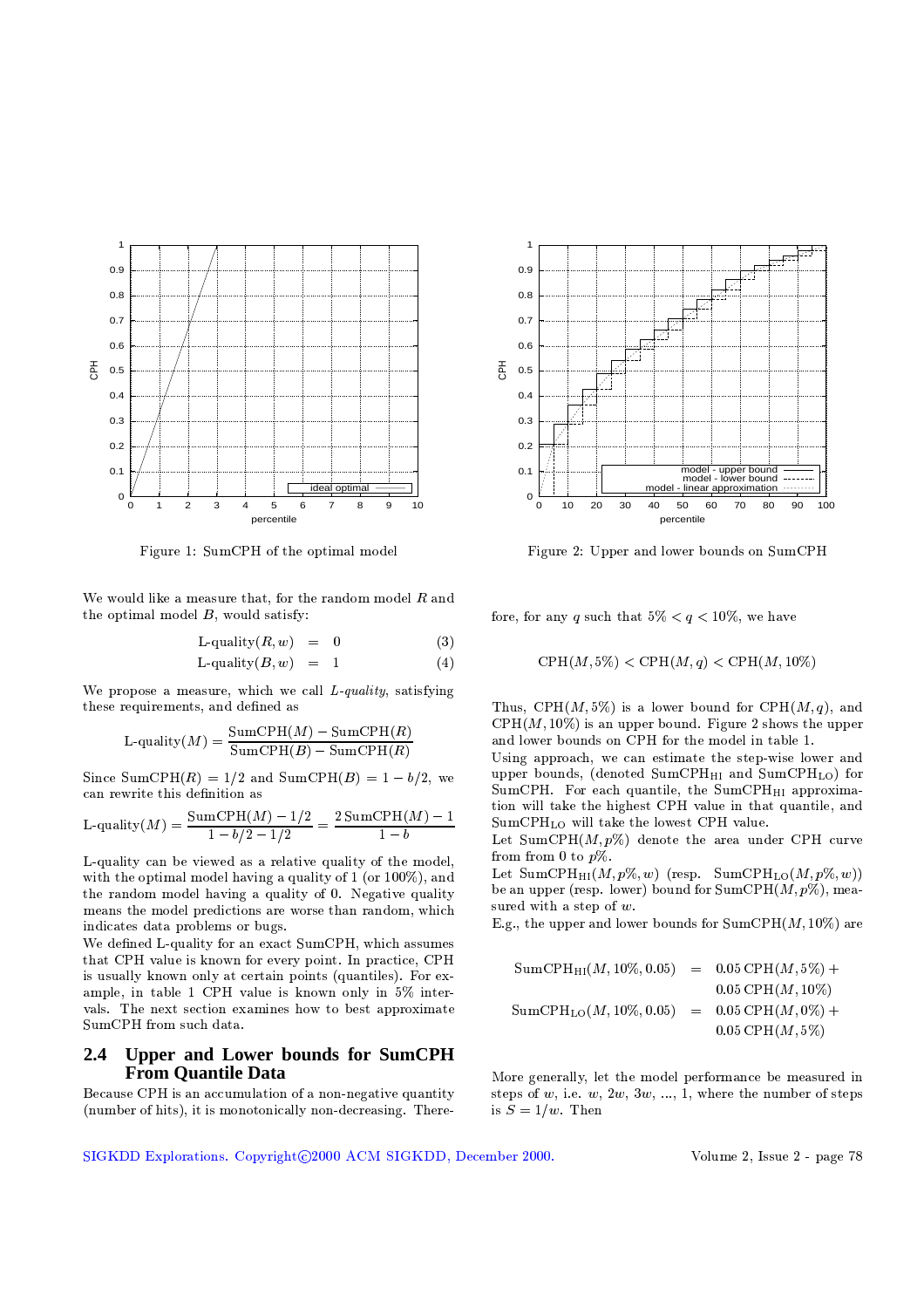Figure 1: SumCPH of the optimal model

Figure 2: Upper and lower bounds on SumCPH

We would like a measure that, for the random model $R$ and the optimal model $B$, would satisfy:

$$\text{L-quality}(R, w) = 0 \quad (3)$$

$$\text{L-quality}(B, w) = 1 \quad (4)$$

We propose a measure, which we call *L-quality*, satisfying these requirements, and defined as

$$\text{L-quality}(M) = \frac{\text{SumCPH}(M) - \text{SumCPH}(R)}{\text{SumCPH}(B) - \text{SumCPH}(R)}$$

Since $\text{SumCPH}(R) = 1/2$ and $\text{SumCPH}(B) = 1 - b/2$, we can rewrite this definition as

$$\text{L-quality}(M) = \frac{\text{SumCPH}(M) - 1/2}{1 - b/2 - 1/2} = \frac{2\,\text{SumCPH}(M) - 1}{1 - b}$$

L-quality can be viewed as a relative quality of the model, with the optimal model having a quality of 1 (or 100%), and the random model having a quality of 0. Negative quality means the model predictions are worse than random, which indicates data problems or bugs.

We defined L-quality for an exact SumCPH, which assumes that CPH value is known for every point. In practice, CPH is usually known only at certain points (quantiles). For example, in table 1 CPH value is known only in 5% intervals. The next section examines how to best approximate SumCPH from such data.

## 2.4 Upper and Lower bounds for SumCPH From Quantile Data

Because CPH is an accumulation of a non-negative quantity (number of hits), it is monotonically non-decreasing. Therefore, for any $q$ such that $5\% < q < 10\%$, we have

$$\text{CPH}(M, 5\%) < \text{CPH}(M, q) < \text{CPH}(M, 10\%)$$

Thus, $\text{CPH}(M, 5\%)$ is a lower bound for $\text{CPH}(M, q)$, and $\text{CPH}(M, 10\%)$ is an upper bound. Figure 2 shows the upper and lower bounds on CPH for the model in table 1.

Using approach, we can estimate the step-wise lower and upper bounds, (denoted $\text{SumCPH}_{\text{HI}}$ and $\text{SumCPH}_{\text{LO}}$) for SumCPH. For each quantile, the $\text{SumCPH}_{\text{HI}}$ approximation will take the highest CPH value in that quantile, and $\text{SumCPH}_{\text{LO}}$ will take the lowest CPH value.

Let $\text{SumCPH}(M, p\%)$ denote the area under CPH curve from from 0 to $p\%$.

Let $\text{SumCPH}_{\text{HI}}(M, p\%, w)$ (resp. $\text{SumCPH}_{\text{LO}}(M, p\%, w)$) be an upper (resp. lower) bound for $\text{SumCPH}(M, p\%)$, measured with a step of $w$.

E.g., the upper and lower bounds for $\text{SumCPH}(M, 10\%)$ are

$$\begin{aligned}
\text{SumCPH}_{\text{HI}}(M, 10\%, 0.05) &= 0.05\,\text{CPH}(M, 5\%) + \\
&\phantom{=}\ 0.05\,\text{CPH}(M, 10\%) \\
\text{SumCPH}_{\text{LO}}(M, 10\%, 0.05) &= 0.05\,\text{CPH}(M, 0\%) + \\
&\phantom{=}\ 0.05\,\text{CPH}(M, 5\%)
\end{aligned}$$

More generally, let the model performance be measured in steps of $w$, i.e. $w$, $2w$, $3w$, ..., 1, where the number of steps is $S = 1/w$. Then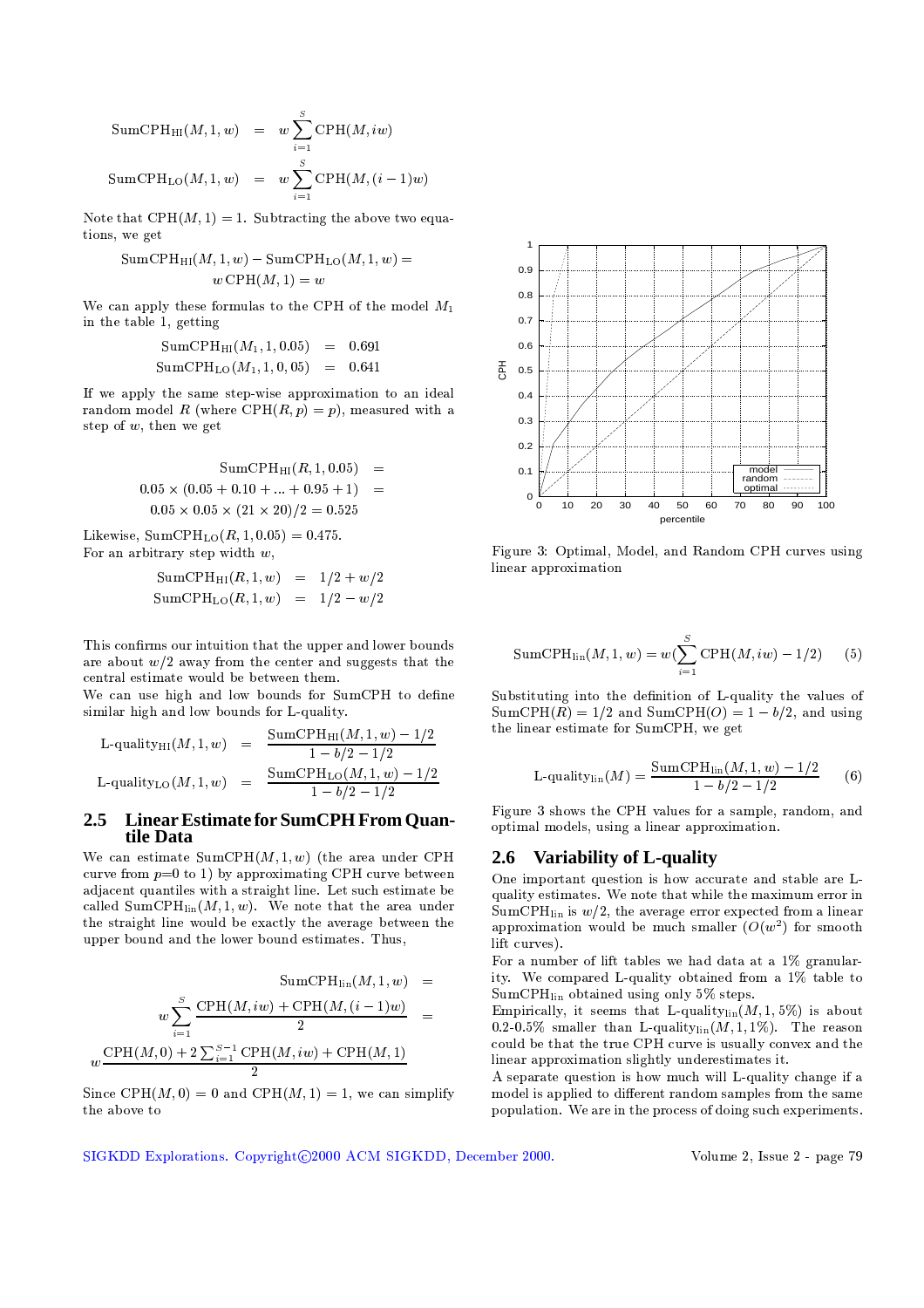$$\text{SumCPH}_{\text{HI}}(M,1,w) = w\sum_{i=1}^{S}\text{CPH}(M,iw)$$

$$\text{SumCPH}_{\text{LO}}(M,1,w) = w\sum_{i=1}^{S}\text{CPH}(M,(i-1)w)$$

Note that $\text{CPH}(M,1) = 1$. Subtracting the above two equations, we get

$$\text{SumCPH}_{\text{HI}}(M,1,w) - \text{SumCPH}_{\text{LO}}(M,1,w) = w\,\text{CPH}(M,1) = w$$

We can apply these formulas to the CPH of the model $M_1$ in the table 1, getting

$$\text{SumCPH}_{\text{HI}}(M_1,1,0.05) = 0.691$$

$$\text{SumCPH}_{\text{LO}}(M_1,1,0,05) = 0.641$$

If we apply the same step-wise approximation to an ideal random model $R$ (where $\text{CPH}(R,p) = p$), measured with a step of $w$, then we get

$$\text{SumCPH}_{\text{HI}}(R,1,0.05) =$$

$$0.05 \times (0.05 + 0.10 + ... + 0.95 + 1) =$$

$$0.05 \times 0.05 \times (21 \times 20)/2 = 0.525$$

Likewise, $\text{SumCPH}_{\text{LO}}(R,1,0.05) = 0.475$.
For an arbitrary step width $w$,

$$\text{SumCPH}_{\text{HI}}(R,1,w) = 1/2 + w/2$$

$$\text{SumCPH}_{\text{LO}}(R,1,w) = 1/2 - w/2$$

This confirms our intuition that the upper and lower bounds are about $w/2$ away from the center and suggests that the central estimate would be between them.
We can use high and low bounds for SumCPH to define similar high and low bounds for L-quality.

$$\text{L-quality}_{\text{HI}}(M,1,w) = \frac{\text{SumCPH}_{\text{HI}}(M,1,w) - 1/2}{1 - b/2 - 1/2}$$

$$\text{L-quality}_{\text{LO}}(M,1,w) = \frac{\text{SumCPH}_{\text{LO}}(M,1,w) - 1/2}{1 - b/2 - 1/2}$$

## 2.5 Linear Estimate for SumCPH From Quantile Data

We can estimate $\text{SumCPH}(M,1,w)$ (the area under CPH curve from $p$=0 to 1) by approximating CPH curve between adjacent quantiles with a straight line. Let such estimate be called $\text{SumCPH}_{\text{lin}}(M,1,w)$. We note that the area under the straight line would be exactly the average between the upper bound and the lower bound estimates. Thus,

$$\text{SumCPH}_{\text{lin}}(M,1,w) =$$

$$w\sum_{i=1}^{S}\frac{\text{CPH}(M,iw) + \text{CPH}(M,(i-1)w)}{2} =$$

$$w\frac{\text{CPH}(M,0) + 2\sum_{i=1}^{S-1}\text{CPH}(M,iw) + \text{CPH}(M,1)}{2}$$

Since $\text{CPH}(M,0) = 0$ and $\text{CPH}(M,1) = 1$, we can simplify the above to

Figure 3: Optimal, Model, and Random CPH curves using linear approximation

$$\text{SumCPH}_{\text{lin}}(M,1,w) = w\left(\sum_{i=1}^{S}\text{CPH}(M,iw) - 1/2\right) \quad (5)$$

Substituting into the definition of L-quality the values of $\text{SumCPH}(R) = 1/2$ and $\text{SumCPH}(O) = 1 - b/2$, and using the linear estimate for SumCPH, we get

$$\text{L-quality}_{\text{lin}}(M) = \frac{\text{SumCPH}_{\text{lin}}(M,1,w) - 1/2}{1 - b/2 - 1/2} \quad (6)$$

Figure 3 shows the CPH values for a sample, random, and optimal models, using a linear approximation.

## 2.6 Variability of L-quality

One important question is how accurate and stable are L-quality estimates. We note that while the maximum error in $\text{SumCPH}_{\text{lin}}$ is $w/2$, the average error expected from a linear approximation would be much smaller ($O(w^2)$ for smooth lift curves).

For a number of lift tables we had data at a 1% granularity. We compared L-quality obtained from a 1% table to $\text{SumCPH}_{\text{lin}}$ obtained using only 5% steps.

Empirically, it seems that $\text{L-quality}_{\text{lin}}(M,1,5\%)$ is about 0.2-0.5% smaller than $\text{L-quality}_{\text{lin}}(M,1,1\%)$. The reason could be that the true CPH curve is usually convex and the linear approximation slightly underestimates it.

A separate question is how much will L-quality change if a model is applied to different random samples from the same population. We are in the process of doing such experiments.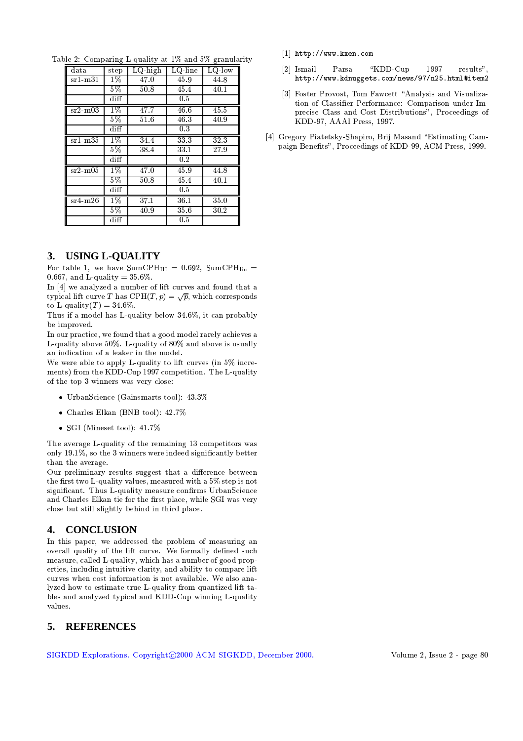Table 2: Comparing L-quality at 1% and 5% granularity

| data | step | LQ-high | LQ-line | LQ-low |
|---|---|---|---|---|
| sr1-m31 | 1% | 47.0 | 45.9 | 44.8 |
| | 5% | 50.8 | 45.4 | 40.1 |
| | diff | | 0.5 | |
| sr2-m03 | 1% | 47.7 | 46.6 | 45.5 |
| | 5% | 51.6 | 46.3 | 40.9 |
| | diff | | 0.3 | |
| sr1-m35 | 1% | 34.4 | 33.3 | 32.3 |
| | 5% | 38.4 | 33.1 | 27.9 |
| | diff | | 0.2 | |
| sr2-m05 | 1% | 47.0 | 45.9 | 44.8 |
| | 5% | 50.8 | 45.4 | 40.1 |
| | diff | | 0.5 | |
| sr4-m26 | 1% | 37.1 | 36.1 | 35.0 |
| | 5% | 40.9 | 35.6 | 30.2 |
| | diff | | 0.5 | |

## 3. USING L-QUALITY

For table 1, we have $\text{SumCPH}_{\text{HI}} = 0.692$, $\text{SumCPH}_{\text{lin}} = 0.667$, and L-quality = 35.6%.

In [4] we analyzed a number of lift curves and found that a typical lift curve $T$ has $\text{CPH}(T, p) = \sqrt{p}$, which corresponds to L-quality$(T) = 34.6\%$.

Thus if a model has L-quality below 34.6%, it can probably be improved.

In our practice, we found that a good model rarely achieves a L-quality above 50%. L-quality of 80% and above is usually an indication of a leaker in the model.

We were able to apply L-quality to lift curves (in 5% increments) from the KDD-Cup 1997 competition. The L-quality of the top 3 winners was very close:

- UrbanScience (Gainsmarts tool): 43.3%
- Charles Elkan (BNB tool): 42.7%
- SGI (Mineset tool): 41.7%

The average L-quality of the remaining 13 competitors was only 19.1%, so the 3 winners were indeed significantly better than the average.

Our preliminary results suggest that a difference between the first two L-quality values, measured with a 5% step is not significant. Thus L-quality measure confirms UrbanScience and Charles Elkan tie for the first place, while SGI was very close but still slightly behind in third place.

## 4. CONCLUSION

In this paper, we addressed the problem of measuring an overall quality of the lift curve. We formally defined such measure, called L-quality, which has a number of good properties, including intuitive clarity, and ability to compare lift curves when cost information is not available. We also analyzed how to estimate true L-quality from quantized lift tables and analyzed typical and KDD-Cup winning L-quality values.

## 5. REFERENCES

[1] http://www.kxen.com

[2] Ismail Parsa "KDD-Cup 1997 results", http://www.kdnuggets.com/news/97/n25.html#item2

[3] Foster Provost, Tom Fawcett "Analysis and Visualization of Classifier Performance: Comparison under Imprecise Class and Cost Distributions", Proceedings of KDD-97, AAAI Press, 1997.

[4] Gregory Piatetsky-Shapiro, Brij Masand "Estimating Campaign Benefits", Proceedings of KDD-99, ACM Press, 1999.